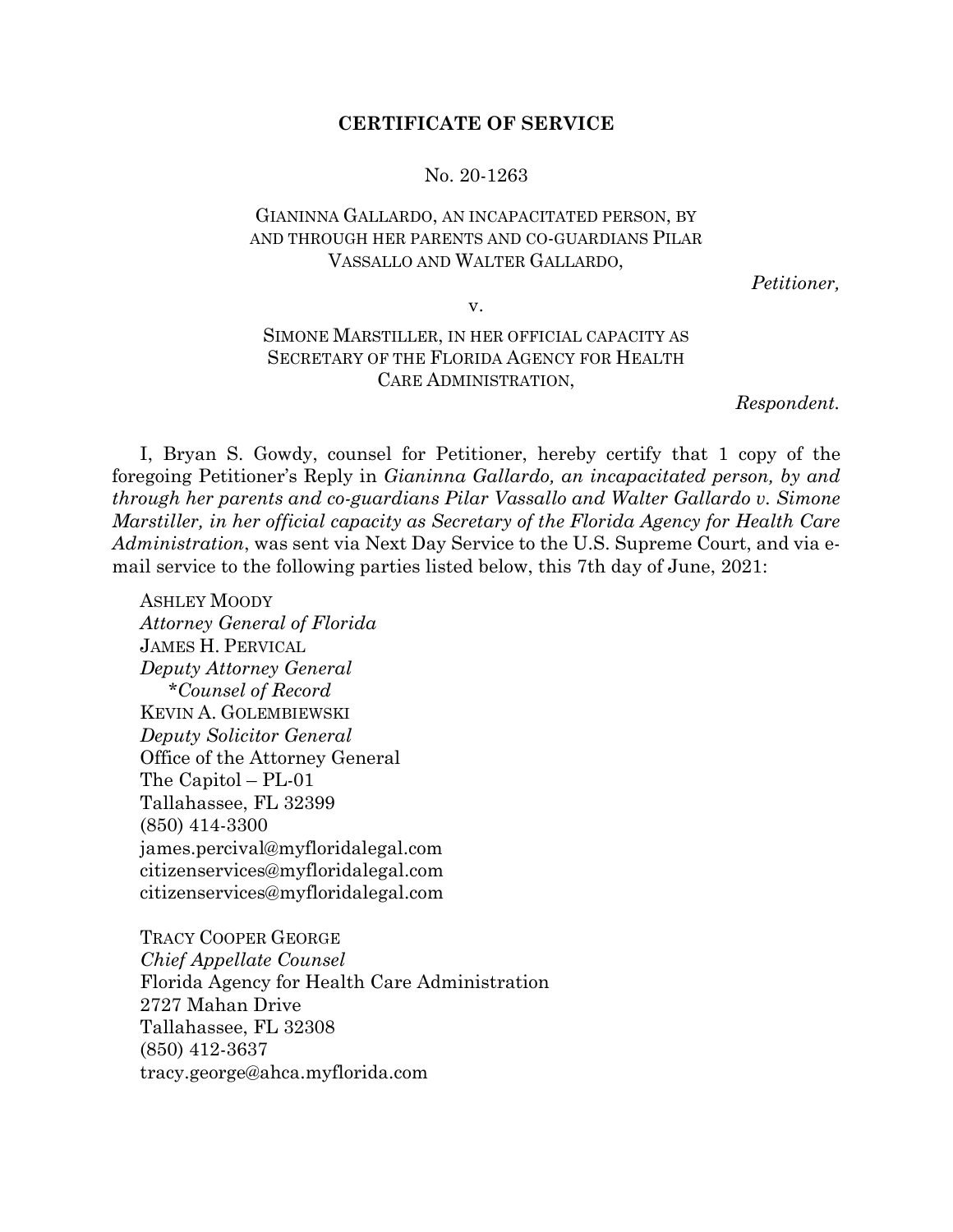**CERTIFICATE OF SERVICE**

No. 20-1263

GIANINNA GALLARDO, AN INCAPACITATED PERSON, BY AND THROUGH HER PARENTS AND CO-GUARDIANS PILAR VASSALLO AND WALTER GALLARDO,

*Petitioner,*

v.

SIMONE MARSTILLER, IN HER OFFICIAL CAPACITY AS SECRETARY OF THE FLORIDA AGENCY FOR HEALTH CARE ADMINISTRATION,

*Respondent.*

I, Bryan S. Gowdy, counsel for Petitioner, hereby certify that 1 copy of the foregoing Petitioner's Reply in *Gianinna Gallardo, an incapacitated person, by and through her parents and co-guardians Pilar Vassallo and Walter Gallardo v. Simone Marstiller, in her official capacity as Secretary of the Florida Agency for Health Care Administration*, was sent via Next Day Service to the U.S. Supreme Court, and via e-mail service to the following parties listed below, this 7th day of June, 2021:

ASHLEY MOODY
*Attorney General of Florida*
JAMES H. PERVICAL
*Deputy Attorney General*
*\*Counsel of Record*
KEVIN A. GOLEMBIEWSKI
*Deputy Solicitor General*
Office of the Attorney General
The Capitol – PL-01
Tallahassee, FL 32399
(850) 414-3300
james.percival@myfloridalegal.com
citizenservices@myfloridalegal.com
citizenservices@myfloridalegal.com

TRACY COOPER GEORGE
*Chief Appellate Counsel*
Florida Agency for Health Care Administration
2727 Mahan Drive
Tallahassee, FL 32308
(850) 412-3637
tracy.george@ahca.myflorida.com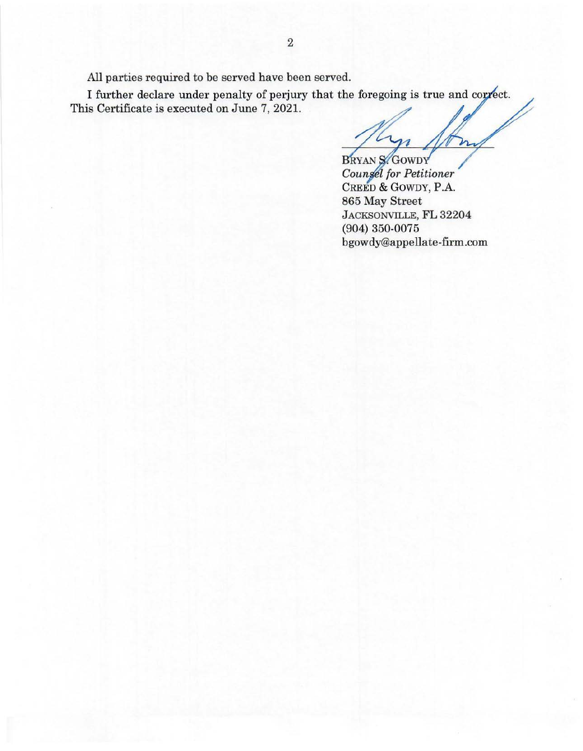All parties required to be served have been served.

I further declare under penalty of perjury that the foregoing is true and correct. This Certificate is executed on June 7, 2021.

BRYAN S. GOWDY
*Counsel for Petitioner*
CREED & GOWDY, P.A.
865 May Street
JACKSONVILLE, FL 32204
(904) 350-0075
bgowdy@appellate-firm.com